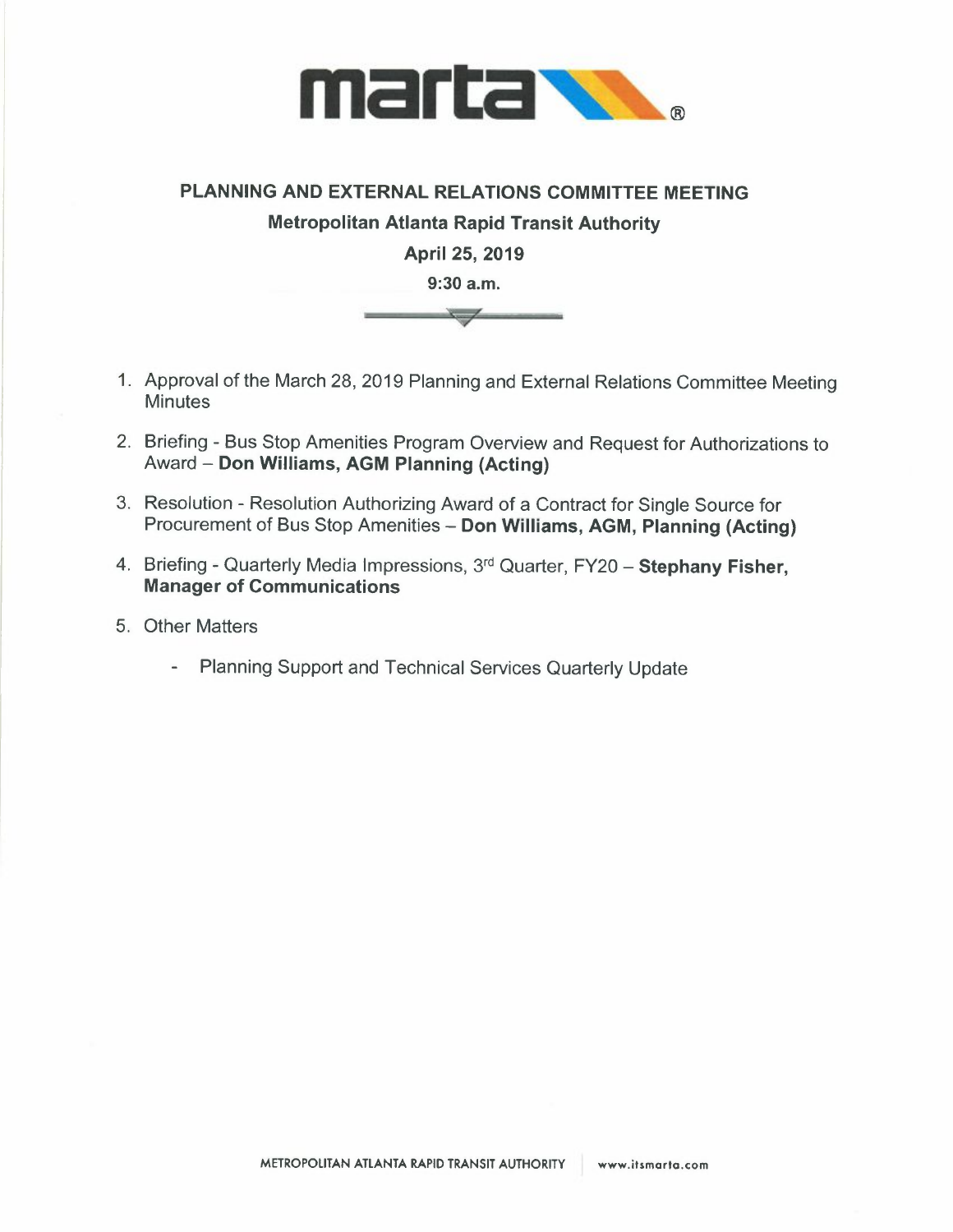# PLANNING AND EXTERNAL RELATIONS COMMITTEE MEETING

**Metropolitan Atlanta Rapid Transit Authority**

**April 25, 2019**

**9:30 a.m.**

1. Approval of the March 28, 2019 Planning and External Relations Committee Meeting Minutes

2. Briefing - Bus Stop Amenities Program Overview and Request for Authorizations to Award – **Don Williams, AGM Planning (Acting)**

3. Resolution - Resolution Authorizing Award of a Contract for Single Source for Procurement of Bus Stop Amenities – **Don Williams, AGM, Planning (Acting)**

4. Briefing - Quarterly Media Impressions, 3rd Quarter, FY20 – **Stephany Fisher, Manager of Communications**

5. Other Matters

    - Planning Support and Technical Services Quarterly Update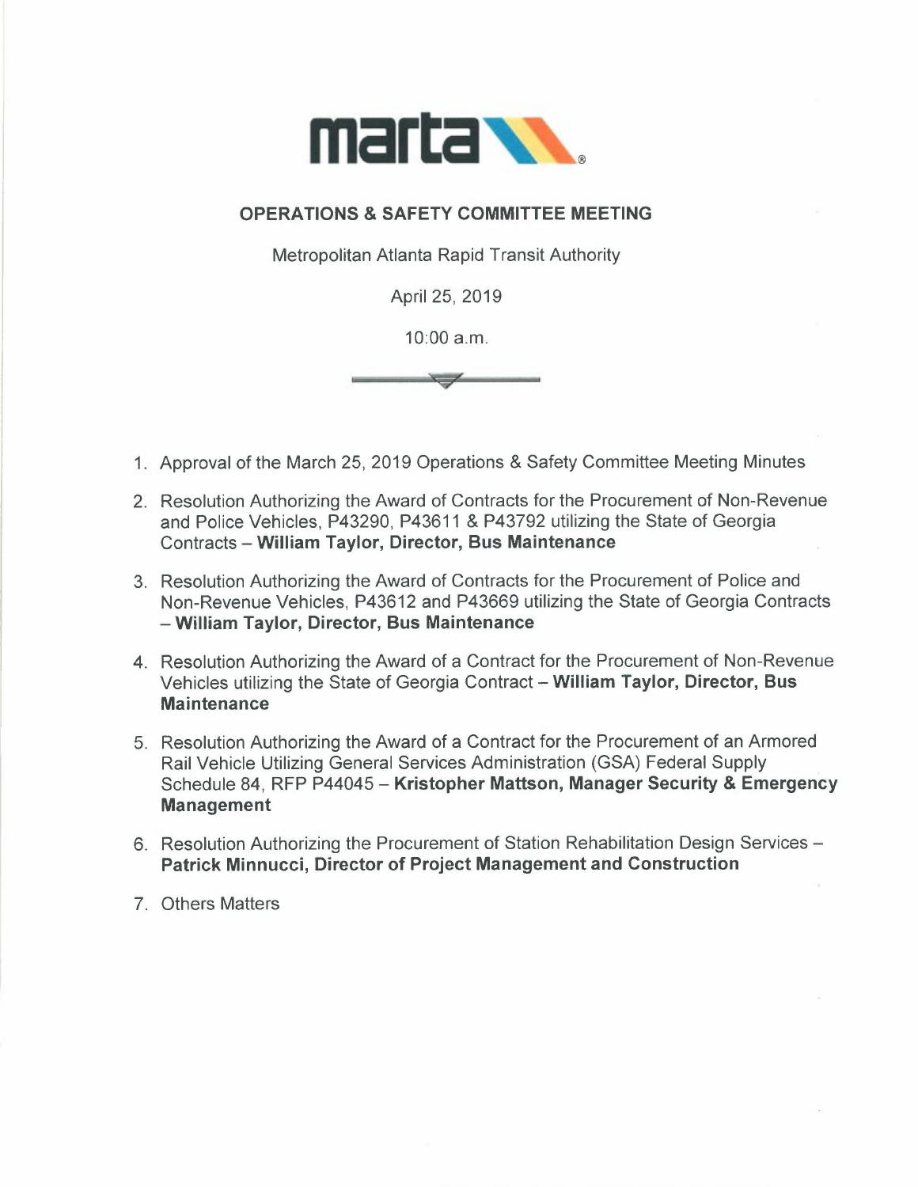# OPERATIONS & SAFETY COMMITTEE MEETING

Metropolitan Atlanta Rapid Transit Authority

April 25, 2019

10:00 a.m.

1. Approval of the March 25, 2019 Operations & Safety Committee Meeting Minutes
2. Resolution Authorizing the Award of Contracts for the Procurement of Non-Revenue and Police Vehicles, P43290, P43611 & P43792 utilizing the State of Georgia Contracts – **William Taylor, Director, Bus Maintenance**
3. Resolution Authorizing the Award of Contracts for the Procurement of Police and Non-Revenue Vehicles, P43612 and P43669 utilizing the State of Georgia Contracts – **William Taylor, Director, Bus Maintenance**
4. Resolution Authorizing the Award of a Contract for the Procurement of Non-Revenue Vehicles utilizing the State of Georgia Contract – **William Taylor, Director, Bus Maintenance**
5. Resolution Authorizing the Award of a Contract for the Procurement of an Armored Rail Vehicle Utilizing General Services Administration (GSA) Federal Supply Schedule 84, RFP P44045 – **Kristopher Mattson, Manager Security & Emergency Management**
6. Resolution Authorizing the Procurement of Station Rehabilitation Design Services – **Patrick Minnucci, Director of Project Management and Construction**
7. Others Matters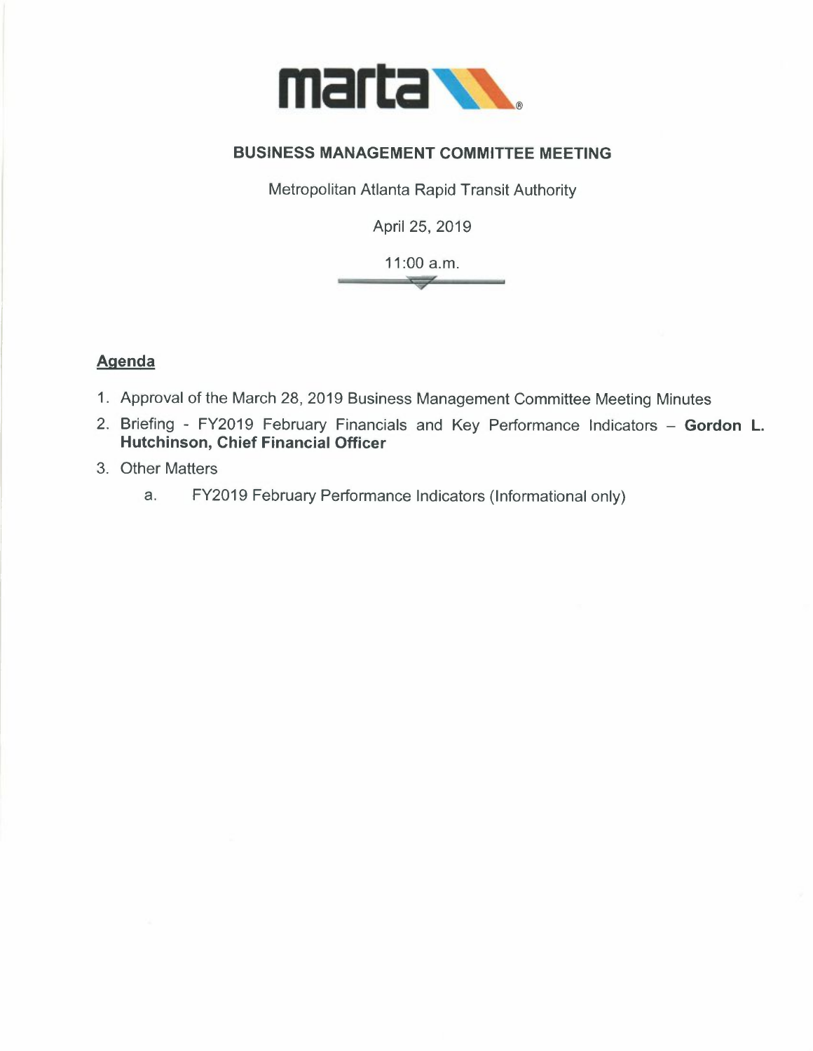# BUSINESS MANAGEMENT COMMITTEE MEETING

Metropolitan Atlanta Rapid Transit Authority

April 25, 2019

11:00 a.m.

## Agenda

1. Approval of the March 28, 2019 Business Management Committee Meeting Minutes
2. Briefing - FY2019 February Financials and Key Performance Indicators – **Gordon L. Hutchinson, Chief Financial Officer**
3. Other Matters
   a. FY2019 February Performance Indicators (Informational only)